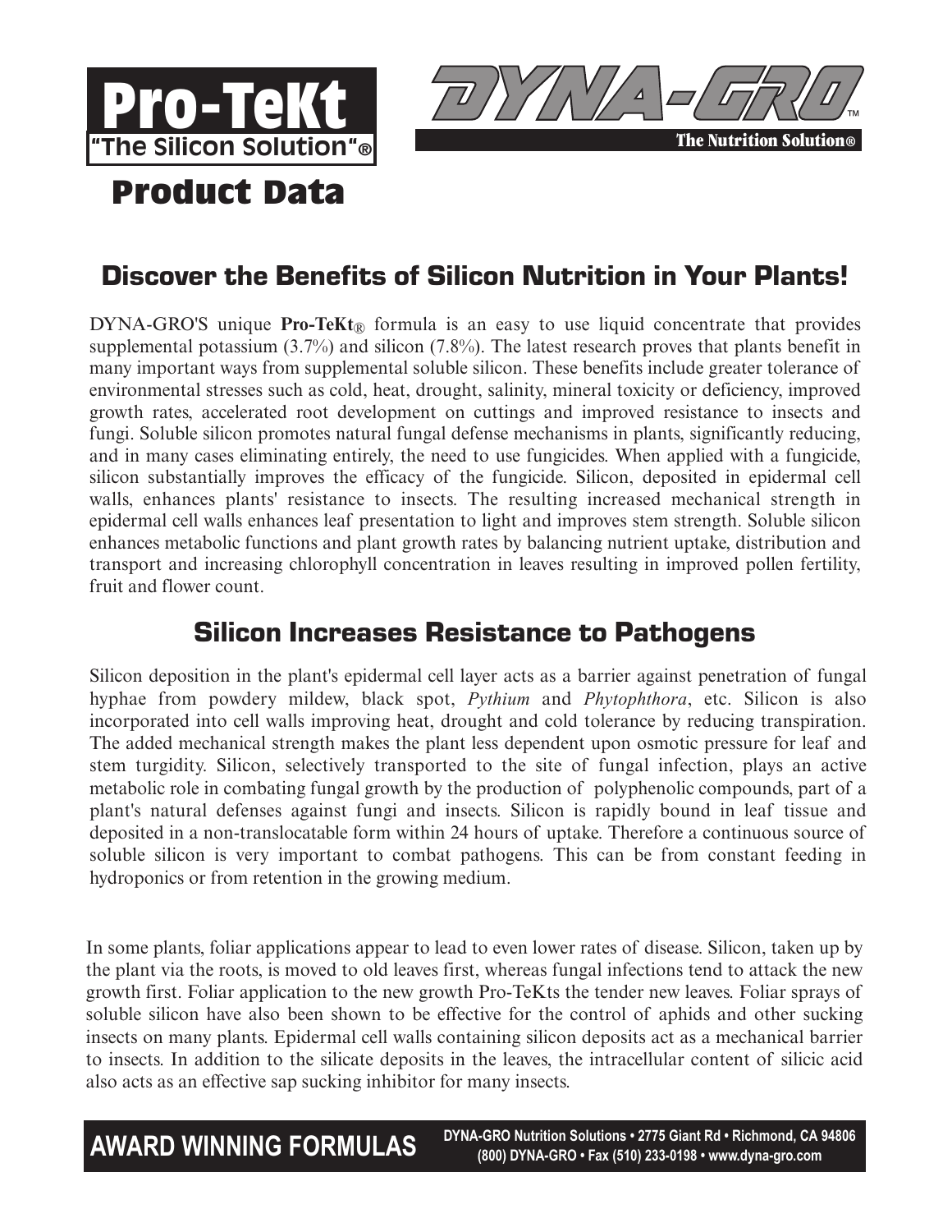# Pro-TeKt

"The Silicon Solution"®

DYNA-GRO™

The Nutrition Solution®

# Product Data

## Discover the Benefits of Silicon Nutrition in Your Plants!

DYNA-GRO'S unique **Pro-TeKt**® formula is an easy to use liquid concentrate that provides supplemental potassium (3.7%) and silicon (7.8%). The latest research proves that plants benefit in many important ways from supplemental soluble silicon. These benefits include greater tolerance of environmental stresses such as cold, heat, drought, salinity, mineral toxicity or deficiency, improved growth rates, accelerated root development on cuttings and improved resistance to insects and fungi. Soluble silicon promotes natural fungal defense mechanisms in plants, significantly reducing, and in many cases eliminating entirely, the need to use fungicides. When applied with a fungicide, silicon substantially improves the efficacy of the fungicide. Silicon, deposited in epidermal cell walls, enhances plants' resistance to insects. The resulting increased mechanical strength in epidermal cell walls enhances leaf presentation to light and improves stem strength. Soluble silicon enhances metabolic functions and plant growth rates by balancing nutrient uptake, distribution and transport and increasing chlorophyll concentration in leaves resulting in improved pollen fertility, fruit and flower count.

## Silicon Increases Resistance to Pathogens

Silicon deposition in the plant's epidermal cell layer acts as a barrier against penetration of fungal hyphae from powdery mildew, black spot, *Pythium* and *Phytophthora*, etc. Silicon is also incorporated into cell walls improving heat, drought and cold tolerance by reducing transpiration. The added mechanical strength makes the plant less dependent upon osmotic pressure for leaf and stem turgidity. Silicon, selectively transported to the site of fungal infection, plays an active metabolic role in combating fungal growth by the production of polyphenolic compounds, part of a plant's natural defenses against fungi and insects. Silicon is rapidly bound in leaf tissue and deposited in a non-translocatable form within 24 hours of uptake. Therefore a continuous source of soluble silicon is very important to combat pathogens. This can be from constant feeding in hydroponics or from retention in the growing medium.

In some plants, foliar applications appear to lead to even lower rates of disease. Silicon, taken up by the plant via the roots, is moved to old leaves first, whereas fungal infections tend to attack the new growth first. Foliar application to the new growth Pro-TeKts the tender new leaves. Foliar sprays of soluble silicon have also been shown to be effective for the control of aphids and other sucking insects on many plants. Epidermal cell walls containing silicon deposits act as a mechanical barrier to insects. In addition to the silicate deposits in the leaves, the intracellular content of silicic acid also acts as an effective sap sucking inhibitor for many insects.

**AWARD WINNING FORMULAS**

DYNA-GRO Nutrition Solutions • 2775 Giant Rd • Richmond, CA 94806
(800) DYNA-GRO • Fax (510) 233-0198 • www.dyna-gro.com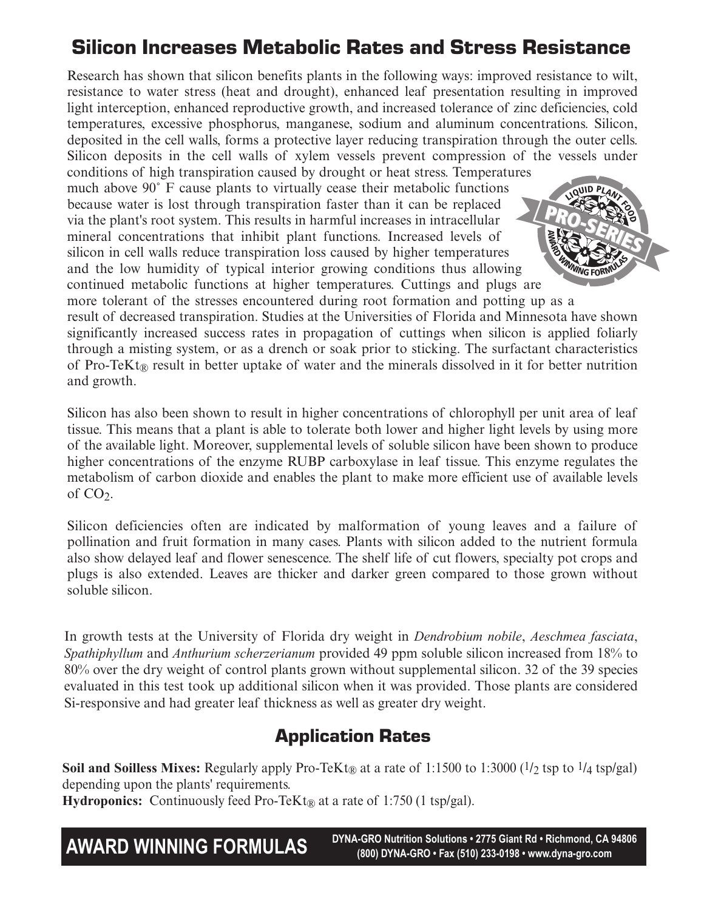## Silicon Increases Metabolic Rates and Stress Resistance

Research has shown that silicon benefits plants in the following ways: improved resistance to wilt, resistance to water stress (heat and drought), enhanced leaf presentation resulting in improved light interception, enhanced reproductive growth, and increased tolerance of zinc deficiencies, cold temperatures, excessive phosphorus, manganese, sodium and aluminum concentrations. Silicon, deposited in the cell walls, forms a protective layer reducing transpiration through the outer cells. Silicon deposits in the cell walls of xylem vessels prevent compression of the vessels under conditions of high transpiration caused by drought or heat stress. Temperatures much above 90˚ F cause plants to virtually cease their metabolic functions because water is lost through transpiration faster than it can be replaced via the plant's root system. This results in harmful increases in intracellular mineral concentrations that inhibit plant functions. Increased levels of silicon in cell walls reduce transpiration loss caused by higher temperatures and the low humidity of typical interior growing conditions thus allowing continued metabolic functions at higher temperatures. Cuttings and plugs are more tolerant of the stresses encountered during root formation and potting up as a result of decreased transpiration. Studies at the Universities of Florida and Minnesota have shown significantly increased success rates in propagation of cuttings when silicon is applied foliarly through a misting system, or as a drench or soak prior to sticking. The surfactant characteristics of Pro-TeKt® result in better uptake of water and the minerals dissolved in it for better nutrition and growth.

Silicon has also been shown to result in higher concentrations of chlorophyll per unit area of leaf tissue. This means that a plant is able to tolerate both lower and higher light levels by using more of the available light. Moreover, supplemental levels of soluble silicon have been shown to produce higher concentrations of the enzyme RUBP carboxylase in leaf tissue. This enzyme regulates the metabolism of carbon dioxide and enables the plant to make more efficient use of available levels of $CO_2$.

Silicon deficiencies often are indicated by malformation of young leaves and a failure of pollination and fruit formation in many cases. Plants with silicon added to the nutrient formula also show delayed leaf and flower senescence. The shelf life of cut flowers, specialty pot crops and plugs is also extended. Leaves are thicker and darker green compared to those grown without soluble silicon.

In growth tests at the University of Florida dry weight in *Dendrobium nobile*, *Aeschmea fasciata*, *Spathiphyllum* and *Anthurium scherzerianum* provided 49 ppm soluble silicon increased from 18% to 80% over the dry weight of control plants grown without supplemental silicon. 32 of the 39 species evaluated in this test took up additional silicon when it was provided. Those plants are considered Si-responsive and had greater leaf thickness as well as greater dry weight.

## Application Rates

**Soil and Soilless Mixes:** Regularly apply Pro-TeKt® at a rate of 1:1500 to 1:3000 (1/2 tsp to 1/4 tsp/gal) depending upon the plants' requirements.
**Hydroponics:** Continuously feed Pro-TeKt® at a rate of 1:750 (1 tsp/gal).

**AWARD WINNING FORMULAS**

DYNA-GRO Nutrition Solutions • 2775 Giant Rd • Richmond, CA 94806
(800) DYNA-GRO • Fax (510) 233-0198 • www.dyna-gro.com